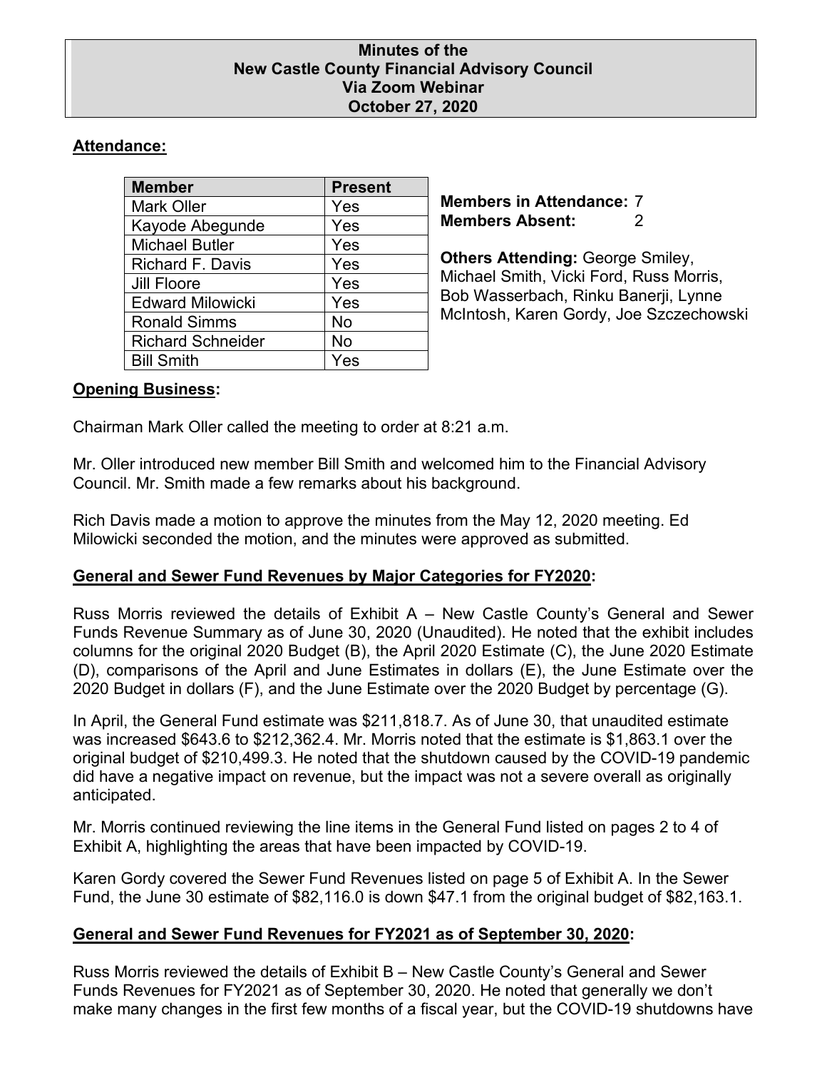# Minutes of the New Castle County Financial Advisory Council Via Zoom Webinar October 27, 2020

## Attendance:

| Member | Present |
|---|---|
| Mark Oller | Yes |
| Kayode Abegunde | Yes |
| Michael Butler | Yes |
| Richard F. Davis | Yes |
| Jill Floore | Yes |
| Edward Milowicki | Yes |
| Ronald Simms | No |
| Richard Schneider | No |
| Bill Smith | Yes |

**Members in Attendance:** 7
**Members Absent:** 2

**Others Attending:** George Smiley, Michael Smith, Vicki Ford, Russ Morris, Bob Wasserbach, Rinku Banerji, Lynne McIntosh, Karen Gordy, Joe Szczechowski

## Opening Business:

Chairman Mark Oller called the meeting to order at 8:21 a.m.

Mr. Oller introduced new member Bill Smith and welcomed him to the Financial Advisory Council. Mr. Smith made a few remarks about his background.

Rich Davis made a motion to approve the minutes from the May 12, 2020 meeting. Ed Milowicki seconded the motion, and the minutes were approved as submitted.

## General and Sewer Fund Revenues by Major Categories for FY2020:

Russ Morris reviewed the details of Exhibit A – New Castle County's General and Sewer Funds Revenue Summary as of June 30, 2020 (Unaudited). He noted that the exhibit includes columns for the original 2020 Budget (B), the April 2020 Estimate (C), the June 2020 Estimate (D), comparisons of the April and June Estimates in dollars (E), the June Estimate over the 2020 Budget in dollars (F), and the June Estimate over the 2020 Budget by percentage (G).

In April, the General Fund estimate was $211,818.7. As of June 30, that unaudited estimate was increased $643.6 to $212,362.4. Mr. Morris noted that the estimate is $1,863.1 over the original budget of $210,499.3. He noted that the shutdown caused by the COVID-19 pandemic did have a negative impact on revenue, but the impact was not a severe overall as originally anticipated.

Mr. Morris continued reviewing the line items in the General Fund listed on pages 2 to 4 of Exhibit A, highlighting the areas that have been impacted by COVID-19.

Karen Gordy covered the Sewer Fund Revenues listed on page 5 of Exhibit A. In the Sewer Fund, the June 30 estimate of $82,116.0 is down $47.1 from the original budget of $82,163.1.

## General and Sewer Fund Revenues for FY2021 as of September 30, 2020:

Russ Morris reviewed the details of Exhibit B – New Castle County's General and Sewer Funds Revenues for FY2021 as of September 30, 2020. He noted that generally we don't make many changes in the first few months of a fiscal year, but the COVID-19 shutdowns have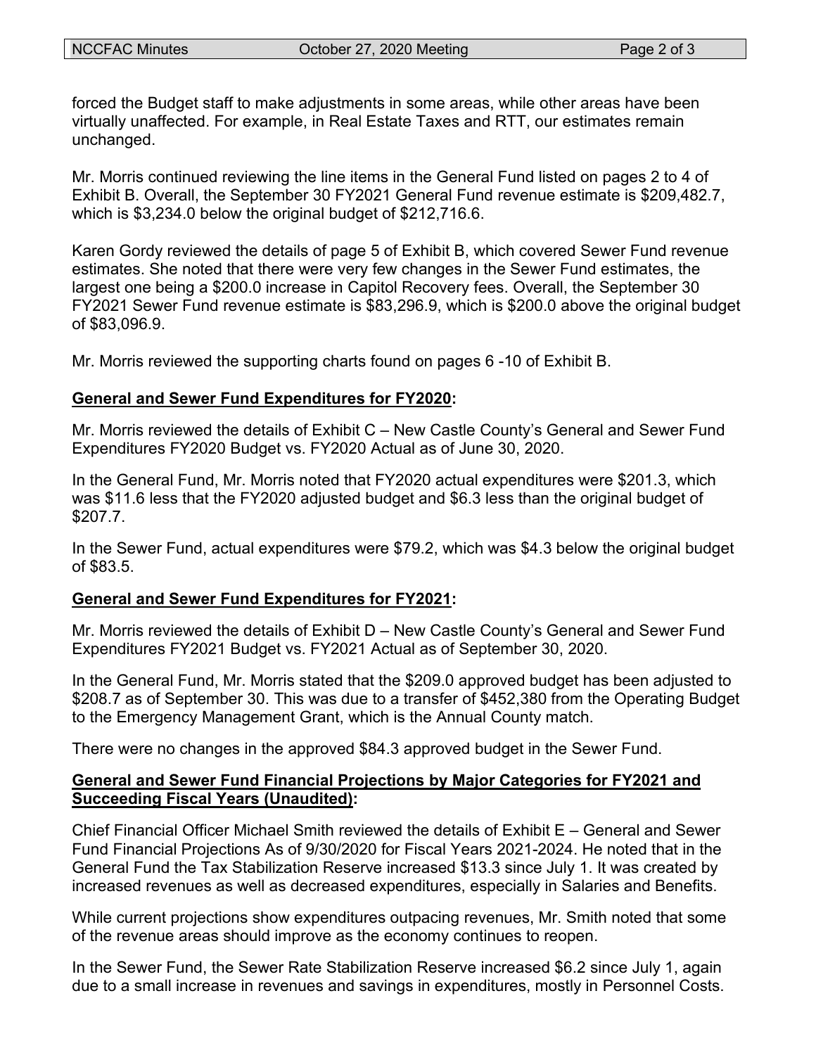forced the Budget staff to make adjustments in some areas, while other areas have been virtually unaffected. For example, in Real Estate Taxes and RTT, our estimates remain unchanged.

Mr. Morris continued reviewing the line items in the General Fund listed on pages 2 to 4 of Exhibit B. Overall, the September 30 FY2021 General Fund revenue estimate is $209,482.7, which is $3,234.0 below the original budget of $212,716.6.

Karen Gordy reviewed the details of page 5 of Exhibit B, which covered Sewer Fund revenue estimates. She noted that there were very few changes in the Sewer Fund estimates, the largest one being a $200.0 increase in Capitol Recovery fees. Overall, the September 30 FY2021 Sewer Fund revenue estimate is $83,296.9, which is $200.0 above the original budget of $83,096.9.

Mr. Morris reviewed the supporting charts found on pages 6 -10 of Exhibit B.

**<u>General and Sewer Fund Expenditures for FY2020</u>:**

Mr. Morris reviewed the details of Exhibit C – New Castle County's General and Sewer Fund Expenditures FY2020 Budget vs. FY2020 Actual as of June 30, 2020.

In the General Fund, Mr. Morris noted that FY2020 actual expenditures were $201.3, which was $11.6 less that the FY2020 adjusted budget and $6.3 less than the original budget of $207.7.

In the Sewer Fund, actual expenditures were $79.2, which was $4.3 below the original budget of $83.5.

**<u>General and Sewer Fund Expenditures for FY2021</u>:**

Mr. Morris reviewed the details of Exhibit D – New Castle County's General and Sewer Fund Expenditures FY2021 Budget vs. FY2021 Actual as of September 30, 2020.

In the General Fund, Mr. Morris stated that the $209.0 approved budget has been adjusted to $208.7 as of September 30. This was due to a transfer of $452,380 from the Operating Budget to the Emergency Management Grant, which is the Annual County match.

There were no changes in the approved $84.3 approved budget in the Sewer Fund.

**<u>General and Sewer Fund Financial Projections by Major Categories for FY2021 and Succeeding Fiscal Years (Unaudited)</u>:**

Chief Financial Officer Michael Smith reviewed the details of Exhibit E – General and Sewer Fund Financial Projections As of 9/30/2020 for Fiscal Years 2021-2024. He noted that in the General Fund the Tax Stabilization Reserve increased $13.3 since July 1. It was created by increased revenues as well as decreased expenditures, especially in Salaries and Benefits.

While current projections show expenditures outpacing revenues, Mr. Smith noted that some of the revenue areas should improve as the economy continues to reopen.

In the Sewer Fund, the Sewer Rate Stabilization Reserve increased $6.2 since July 1, again due to a small increase in revenues and savings in expenditures, mostly in Personnel Costs.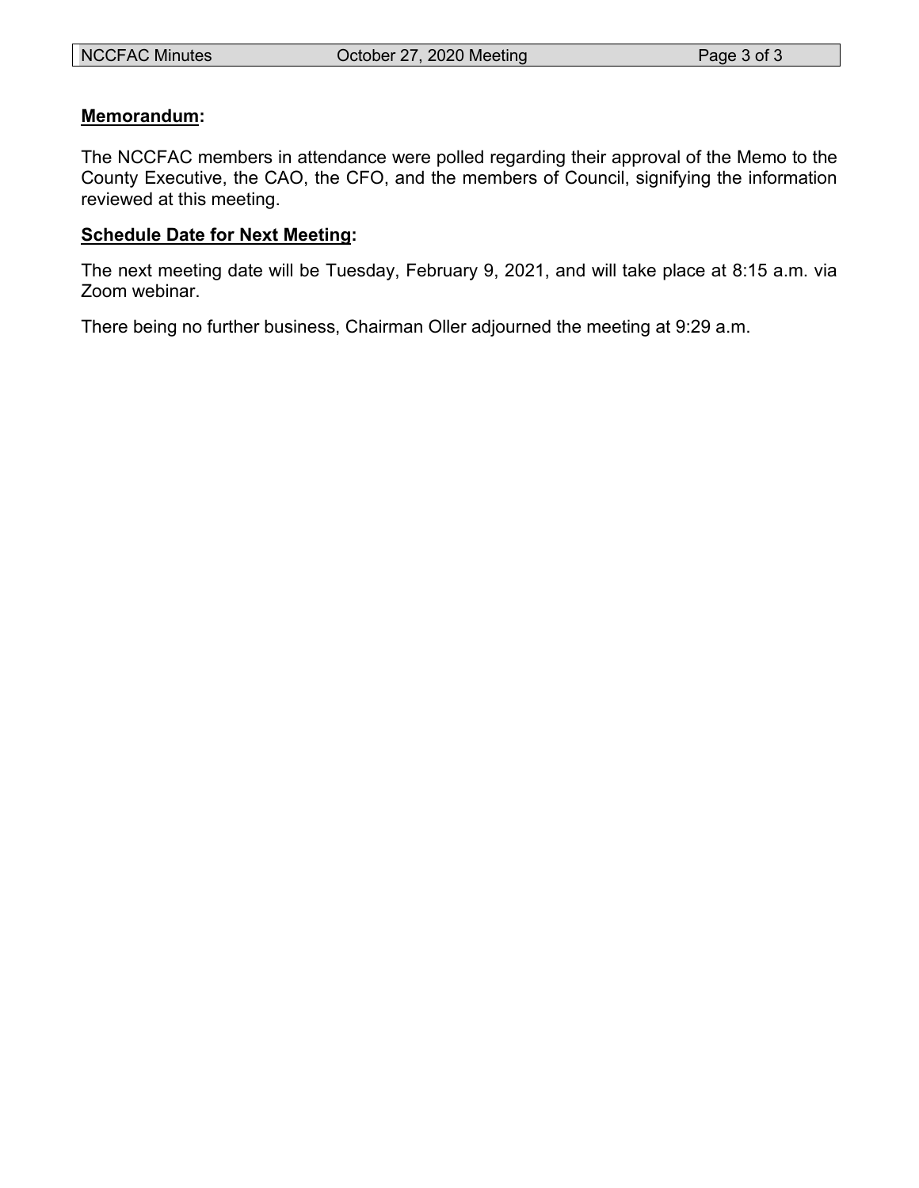**Memorandum:**

The NCCFAC members in attendance were polled regarding their approval of the Memo to the County Executive, the CAO, the CFO, and the members of Council, signifying the information reviewed at this meeting.

**Schedule Date for Next Meeting:**

The next meeting date will be Tuesday, February 9, 2021, and will take place at 8:15 a.m. via Zoom webinar.

There being no further business, Chairman Oller adjourned the meeting at 9:29 a.m.